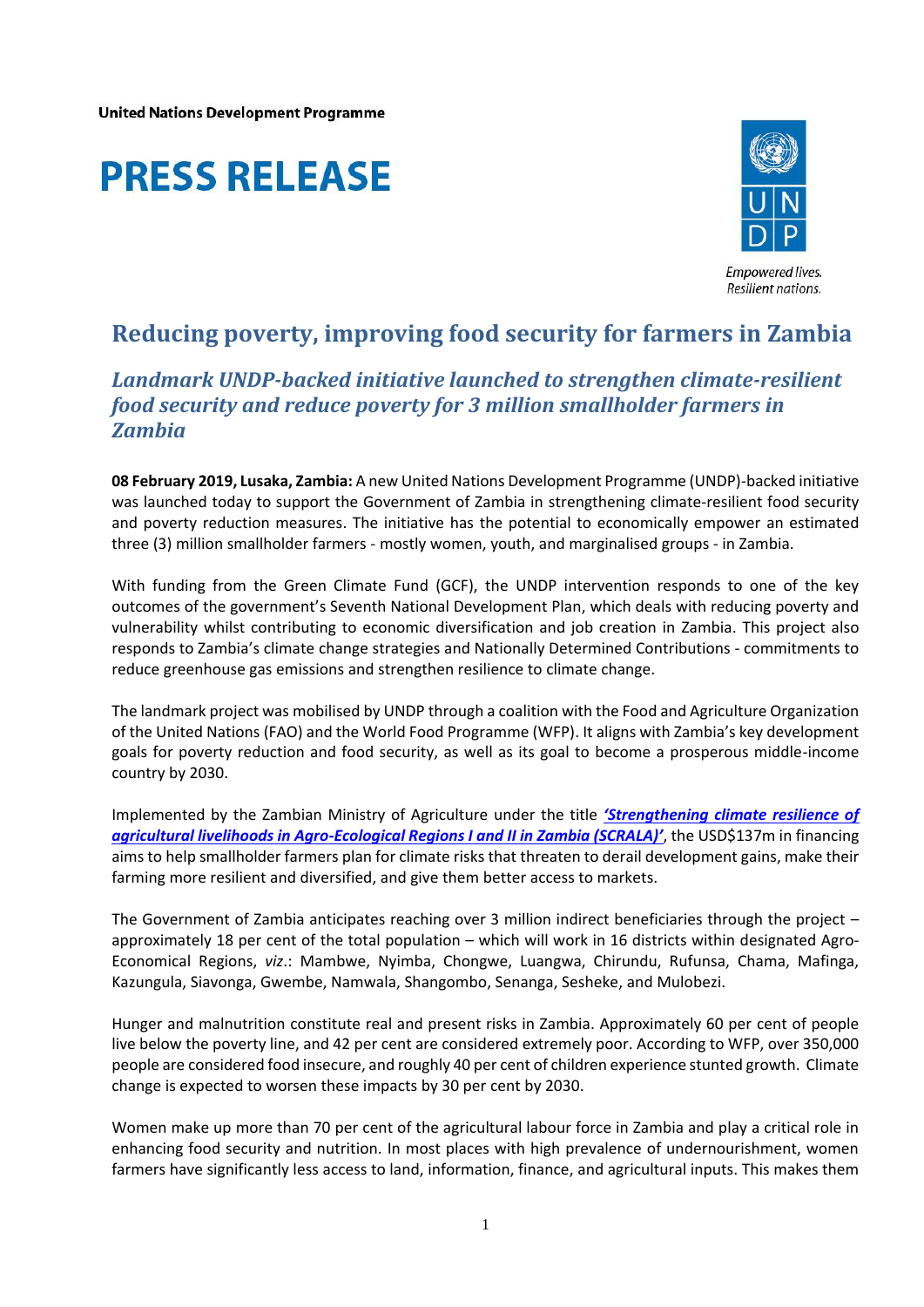United Nations Development Programme

# PRESS RELEASE

Empowered lives.
Resilient nations.

## Reducing poverty, improving food security for farmers in Zambia

### *Landmark UNDP-backed initiative launched to strengthen climate-resilient food security and reduce poverty for 3 million smallholder farmers in Zambia*

**08 February 2019, Lusaka, Zambia:** A new United Nations Development Programme (UNDP)-backed initiative was launched today to support the Government of Zambia in strengthening climate-resilient food security and poverty reduction measures. The initiative has the potential to economically empower an estimated three (3) million smallholder farmers - mostly women, youth, and marginalised groups - in Zambia.

With funding from the Green Climate Fund (GCF), the UNDP intervention responds to one of the key outcomes of the government's Seventh National Development Plan, which deals with reducing poverty and vulnerability whilst contributing to economic diversification and job creation in Zambia. This project also responds to Zambia's climate change strategies and Nationally Determined Contributions - commitments to reduce greenhouse gas emissions and strengthen resilience to climate change.

The landmark project was mobilised by UNDP through a coalition with the Food and Agriculture Organization of the United Nations (FAO) and the World Food Programme (WFP). It aligns with Zambia's key development goals for poverty reduction and food security, as well as its goal to become a prosperous middle-income country by 2030.

Implemented by the Zambian Ministry of Agriculture under the title ***'Strengthening climate resilience of agricultural livelihoods in Agro-Ecological Regions I and II in Zambia (SCRALA)'***, the USD$137m in financing aims to help smallholder farmers plan for climate risks that threaten to derail development gains, make their farming more resilient and diversified, and give them better access to markets.

The Government of Zambia anticipates reaching over 3 million indirect beneficiaries through the project – approximately 18 per cent of the total population – which will work in 16 districts within designated Agro-Economical Regions, *viz*.: Mambwe, Nyimba, Chongwe, Luangwa, Chirundu, Rufunsa, Chama, Mafinga, Kazungula, Siavonga, Gwembe, Namwala, Shangombo, Senanga, Sesheke, and Mulobezi.

Hunger and malnutrition constitute real and present risks in Zambia. Approximately 60 per cent of people live below the poverty line, and 42 per cent are considered extremely poor. According to WFP, over 350,000 people are considered food insecure, and roughly 40 per cent of children experience stunted growth. Climate change is expected to worsen these impacts by 30 per cent by 2030.

Women make up more than 70 per cent of the agricultural labour force in Zambia and play a critical role in enhancing food security and nutrition. In most places with high prevalence of undernourishment, women farmers have significantly less access to land, information, finance, and agricultural inputs. This makes them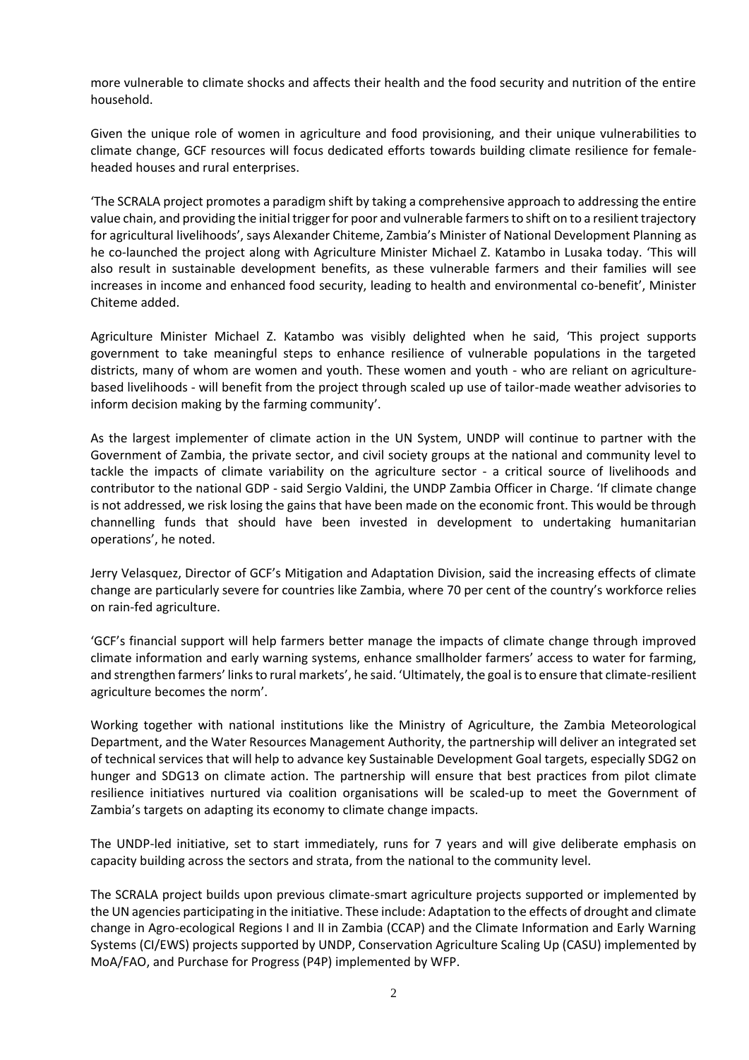more vulnerable to climate shocks and affects their health and the food security and nutrition of the entire household.

Given the unique role of women in agriculture and food provisioning, and their unique vulnerabilities to climate change, GCF resources will focus dedicated efforts towards building climate resilience for female-headed houses and rural enterprises.

'The SCRALA project promotes a paradigm shift by taking a comprehensive approach to addressing the entire value chain, and providing the initial trigger for poor and vulnerable farmers to shift on to a resilient trajectory for agricultural livelihoods', says Alexander Chiteme, Zambia's Minister of National Development Planning as he co-launched the project along with Agriculture Minister Michael Z. Katambo in Lusaka today. 'This will also result in sustainable development benefits, as these vulnerable farmers and their families will see increases in income and enhanced food security, leading to health and environmental co-benefit', Minister Chiteme added.

Agriculture Minister Michael Z. Katambo was visibly delighted when he said, 'This project supports government to take meaningful steps to enhance resilience of vulnerable populations in the targeted districts, many of whom are women and youth. These women and youth - who are reliant on agriculture-based livelihoods - will benefit from the project through scaled up use of tailor-made weather advisories to inform decision making by the farming community'.

As the largest implementer of climate action in the UN System, UNDP will continue to partner with the Government of Zambia, the private sector, and civil society groups at the national and community level to tackle the impacts of climate variability on the agriculture sector - a critical source of livelihoods and contributor to the national GDP - said Sergio Valdini, the UNDP Zambia Officer in Charge. 'If climate change is not addressed, we risk losing the gains that have been made on the economic front. This would be through channelling funds that should have been invested in development to undertaking humanitarian operations', he noted.

Jerry Velasquez, Director of GCF's Mitigation and Adaptation Division, said the increasing effects of climate change are particularly severe for countries like Zambia, where 70 per cent of the country's workforce relies on rain-fed agriculture.

'GCF's financial support will help farmers better manage the impacts of climate change through improved climate information and early warning systems, enhance smallholder farmers' access to water for farming, and strengthen farmers' links to rural markets', he said. 'Ultimately, the goal is to ensure that climate-resilient agriculture becomes the norm'.

Working together with national institutions like the Ministry of Agriculture, the Zambia Meteorological Department, and the Water Resources Management Authority, the partnership will deliver an integrated set of technical services that will help to advance key Sustainable Development Goal targets, especially SDG2 on hunger and SDG13 on climate action. The partnership will ensure that best practices from pilot climate resilience initiatives nurtured via coalition organisations will be scaled-up to meet the Government of Zambia's targets on adapting its economy to climate change impacts.

The UNDP-led initiative, set to start immediately, runs for 7 years and will give deliberate emphasis on capacity building across the sectors and strata, from the national to the community level.

The SCRALA project builds upon previous climate-smart agriculture projects supported or implemented by the UN agencies participating in the initiative. These include: Adaptation to the effects of drought and climate change in Agro-ecological Regions I and II in Zambia (CCAP) and the Climate Information and Early Warning Systems (CI/EWS) projects supported by UNDP, Conservation Agriculture Scaling Up (CASU) implemented by MoA/FAO, and Purchase for Progress (P4P) implemented by WFP.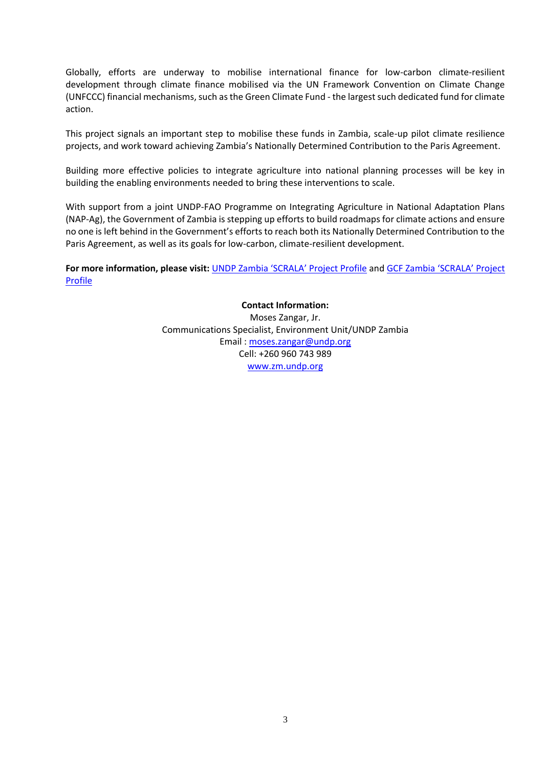Globally, efforts are underway to mobilise international finance for low-carbon climate-resilient development through climate finance mobilised via the UN Framework Convention on Climate Change (UNFCCC) financial mechanisms, such as the Green Climate Fund - the largest such dedicated fund for climate action.

This project signals an important step to mobilise these funds in Zambia, scale-up pilot climate resilience projects, and work toward achieving Zambia's Nationally Determined Contribution to the Paris Agreement.

Building more effective policies to integrate agriculture into national planning processes will be key in building the enabling environments needed to bring these interventions to scale.

With support from a joint UNDP-FAO Programme on Integrating Agriculture in National Adaptation Plans (NAP-Ag), the Government of Zambia is stepping up efforts to build roadmaps for climate actions and ensure no one is left behind in the Government's efforts to reach both its Nationally Determined Contribution to the Paris Agreement, as well as its goals for low-carbon, climate-resilient development.

**For more information, please visit:** UNDP Zambia 'SCRALA' Project Profile and GCF Zambia 'SCRALA' Project Profile

**Contact Information:**
Moses Zangar, Jr.
Communications Specialist, Environment Unit/UNDP Zambia
Email : moses.zangar@undp.org
Cell: +260 960 743 989
www.zm.undp.org